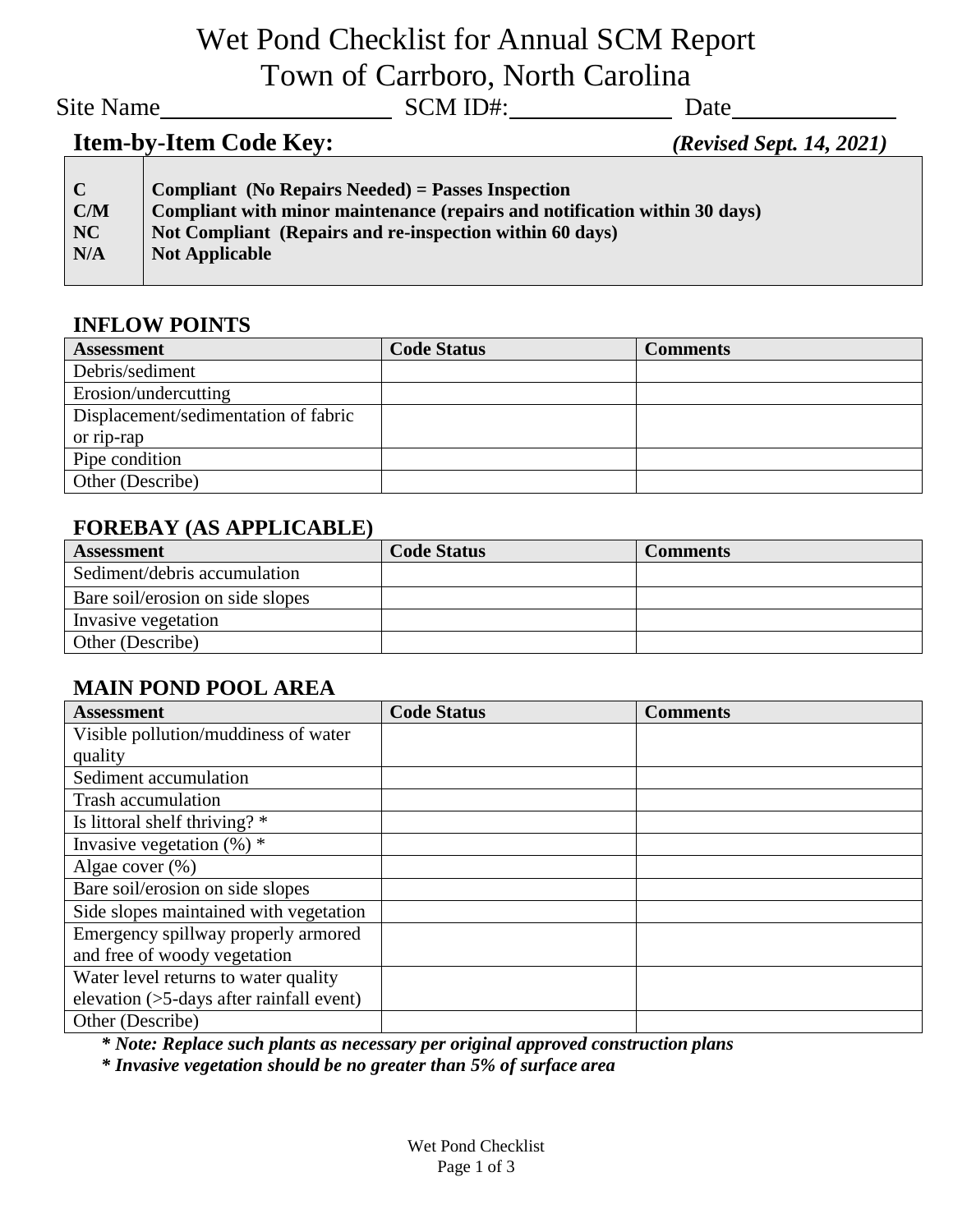# Wet Pond Checklist for Annual SCM Report
# Town of Carrboro, North Carolina

Site Name\_\_\_\_\_\_\_\_\_\_\_\_\_\_\_\_\_\_\_\_ SCM ID#:\_\_\_\_\_\_\_\_\_\_\_\_\_\_ Date\_\_\_\_\_\_\_\_\_\_\_\_\_\_

## Item-by-Item Code Key:

***(Revised Sept. 14, 2021)***

| | |
|---|---|
| **C** | **Compliant (No Repairs Needed) = Passes Inspection** |
| **C/M** | **Compliant with minor maintenance (repairs and notification within 30 days)** |
| **NC** | **Not Compliant (Repairs and re-inspection within 60 days)** |
| **N/A** | **Not Applicable** |

## INFLOW POINTS

| Assessment | Code Status | Comments |
|---|---|---|
| Debris/sediment | | |
| Erosion/undercutting | | |
| Displacement/sedimentation of fabric or rip-rap | | |
| Pipe condition | | |
| Other (Describe) | | |

## FOREBAY (AS APPLICABLE)

| Assessment | Code Status | Comments |
|---|---|---|
| Sediment/debris accumulation | | |
| Bare soil/erosion on side slopes | | |
| Invasive vegetation | | |
| Other (Describe) | | |

## MAIN POND POOL AREA

| Assessment | Code Status | Comments |
|---|---|---|
| Visible pollution/muddiness of water quality | | |
| Sediment accumulation | | |
| Trash accumulation | | |
| Is littoral shelf thriving? * | | |
| Invasive vegetation (%) * | | |
| Algae cover (%) | | |
| Bare soil/erosion on side slopes | | |
| Side slopes maintained with vegetation | | |
| Emergency spillway properly armored and free of woody vegetation | | |
| Water level returns to water quality elevation (>5-days after rainfall event) | | |
| Other (Describe) | | |

***\* Note: Replace such plants as necessary per original approved construction plans***

***\* Invasive vegetation should be no greater than 5% of surface area***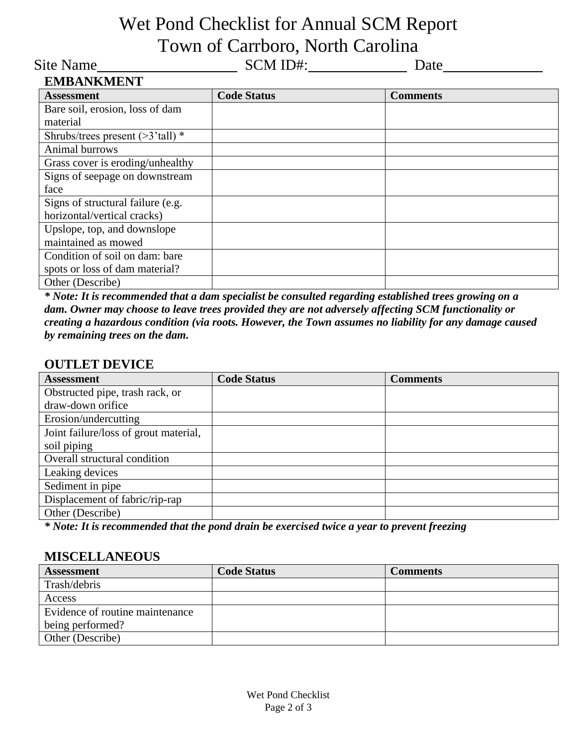# Wet Pond Checklist for Annual SCM Report
# Town of Carrboro, North Carolina

Site Name__________________ SCM ID#:____________ Date____________

## EMBANKMENT

| Assessment | Code Status | Comments |
| --- | --- | --- |
| Bare soil, erosion, loss of dam material | | |
| Shrubs/trees present (>3'tall) * | | |
| Animal burrows | | |
| Grass cover is eroding/unhealthy | | |
| Signs of seepage on downstream face | | |
| Signs of structural failure (e.g. horizontal/vertical cracks) | | |
| Upslope, top, and downslope maintained as mowed | | |
| Condition of soil on dam: bare spots or loss of dam material? | | |
| Other (Describe) | | |

***\* Note: It is recommended that a dam specialist be consulted regarding established trees growing on a dam. Owner may choose to leave trees provided they are not adversely affecting SCM functionality or creating a hazardous condition (via roots. However, the Town assumes no liability for any damage caused by remaining trees on the dam.***

## OUTLET DEVICE

| Assessment | Code Status | Comments |
| --- | --- | --- |
| Obstructed pipe, trash rack, or draw-down orifice | | |
| Erosion/undercutting | | |
| Joint failure/loss of grout material, soil piping | | |
| Overall structural condition | | |
| Leaking devices | | |
| Sediment in pipe | | |
| Displacement of fabric/rip-rap | | |
| Other (Describe) | | |

***\* Note: It is recommended that the pond drain be exercised twice a year to prevent freezing***

## MISCELLANEOUS

| Assessment | Code Status | Comments |
| --- | --- | --- |
| Trash/debris | | |
| Access | | |
| Evidence of routine maintenance being performed? | | |
| Other (Describe) | | |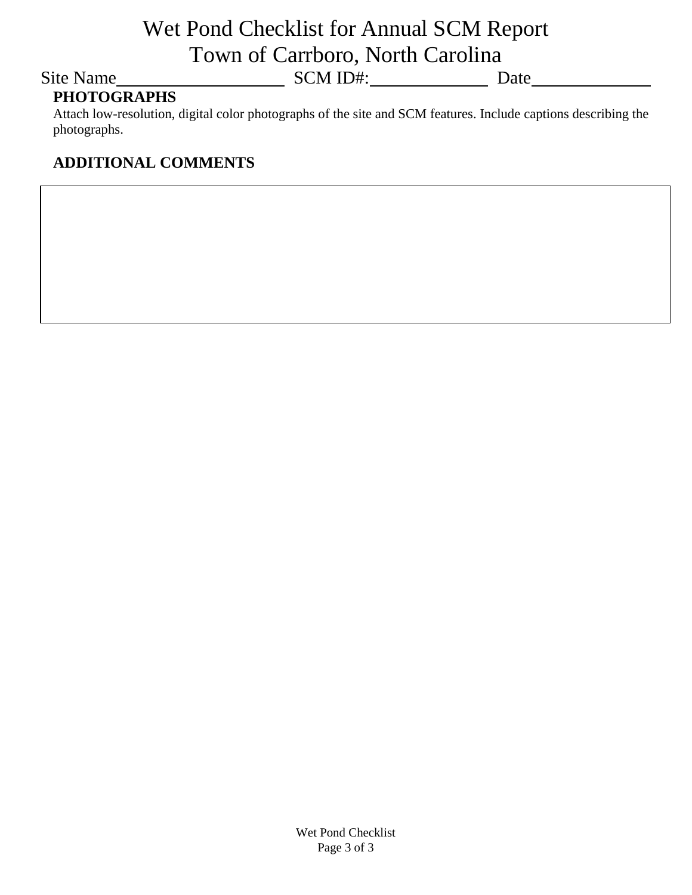# Wet Pond Checklist for Annual SCM Report
# Town of Carrboro, North Carolina

Site Name____________________ SCM ID#:______________ Date______________

## PHOTOGRAPHS

Attach low-resolution, digital color photographs of the site and SCM features. Include captions describing the photographs.

## ADDITIONAL COMMENTS